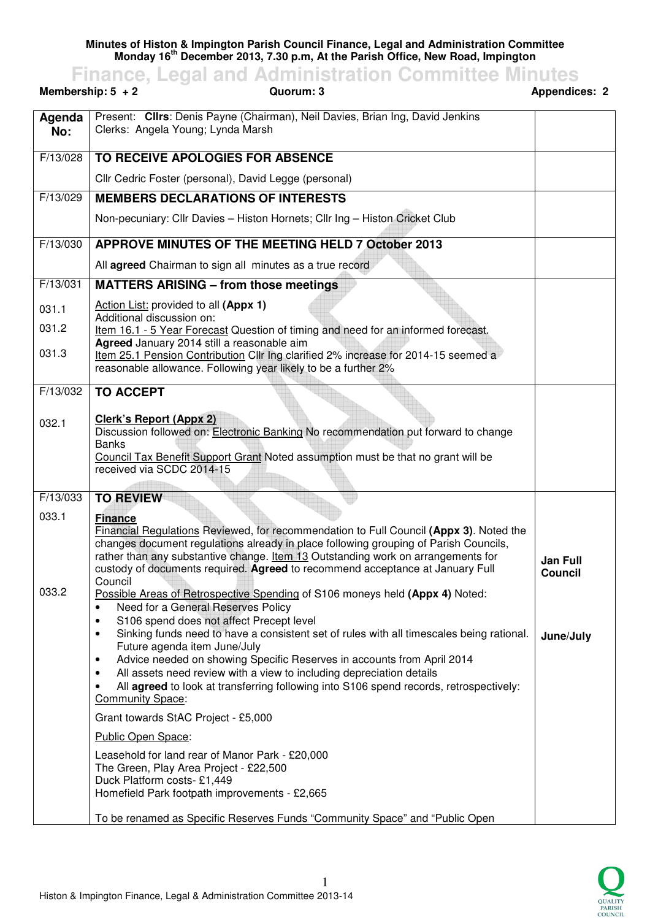**Minutes of Histon & Impington Parish Council Finance, Legal and Administration Committee**
**Monday 16th December 2013, 7.30 p.m, At the Parish Office, New Road, Impington**

# Finance, Legal and Administration Committee Minutes

**Membership: 5 + 2** | **Quorum: 3** | **Appendices: 2**

| Agenda No: | Present: **Cllrs**: Denis Payne (Chairman), Neil Davies, Brian Ing, David Jenkins<br>Clerks: Angela Young; Lynda Marsh | |
|---|---|---|
| F/13/028 | **TO RECEIVE APOLOGIES FOR ABSENCE**<br><br>Cllr Cedric Foster (personal), David Legge (personal) | |
| F/13/029 | **MEMBERS DECLARATIONS OF INTERESTS**<br><br>Non-pecuniary: Cllr Davies – Histon Hornets; Cllr Ing – Histon Cricket Club | |
| F/13/030 | **APPROVE MINUTES OF THE MEETING HELD 7 October 2013**<br><br>All **agreed** Chairman to sign all minutes as a true record | |
| F/13/031 | **MATTERS ARISING – from those meetings** | |
| 031.1 | Action List: provided to all **(Appx 1)**<br>Additional discussion on: | |
| 031.2 | Item 16.1 - 5 Year Forecast Question of timing and need for an informed forecast.<br>**Agreed** January 2014 still a reasonable aim | |
| 031.3 | Item 25.1 Pension Contribution Cllr Ing clarified 2% increase for 2014-15 seemed a reasonable allowance. Following year likely to be a further 2% | |
| F/13/032 | **TO ACCEPT** | |
| 032.1 | **Clerk's Report (Appx 2)**<br>Discussion followed on: Electronic Banking No recommendation put forward to change Banks<br>Council Tax Benefit Support Grant Noted assumption must be that no grant will be received via SCDC 2014-15 | |
| F/13/033 | **TO REVIEW** | |
| 033.1 | **Finance**<br>Financial Regulations Reviewed, for recommendation to Full Council **(Appx 3)**. Noted the changes document regulations already in place following grouping of Parish Councils, rather than any substantive change. Item 13 Outstanding work on arrangements for custody of documents required. **Agreed** to recommend acceptance at January Full Council | **Jan Full Council** |
| 033.2 | Possible Areas of Retrospective Spending of S106 moneys held **(Appx 4)** Noted:<br>• Need for a General Reserves Policy<br>• S106 spend does not affect Precept level<br>• Sinking funds need to have a consistent set of rules with all timescales being rational. Future agenda item June/July<br>• Advice needed on showing Specific Reserves in accounts from April 2014<br>• All assets need review with a view to including depreciation details<br>• All **agreed** to look at transferring following into S106 spend records, retrospectively:<br>Community Space:<br><br>Grant towards StAC Project - £5,000<br><br>Public Open Space:<br><br>Leasehold for land rear of Manor Park - £20,000<br>The Green, Play Area Project - £22,500<br>Duck Platform costs- £1,449<br>Homefield Park footpath improvements - £2,665<br><br>To be renamed as Specific Reserves Funds "Community Space" and "Public Open | **June/July** |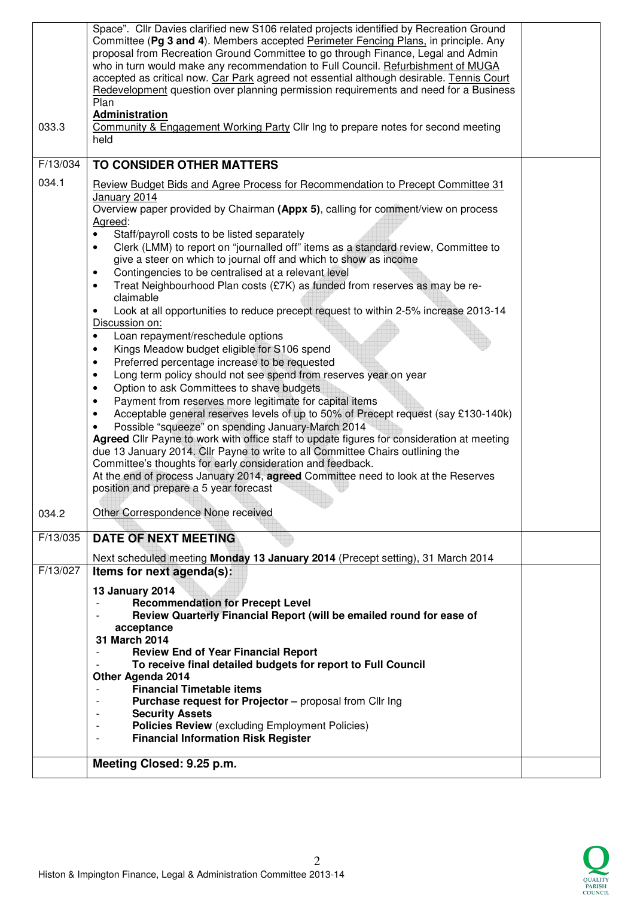| | | |
|---|---|---|
| 033.3 | Space". Cllr Davies clarified new S106 related projects identified by Recreation Ground Committee (**Pg 3 and 4**). Members accepted Perimeter Fencing Plans, in principle. Any proposal from Recreation Ground Committee to go through Finance, Legal and Admin who in turn would make any recommendation to Full Council. Refurbishment of MUGA accepted as critical now. Car Park agreed not essential although desirable. Tennis Court Redevelopment question over planning permission requirements and need for a Business Plan<br>**Administration**<br>Community & Engagement Working Party Cllr Ing to prepare notes for second meeting held | |
| F/13/034 | **TO CONSIDER OTHER MATTERS** | |
| 034.1 | Review Budget Bids and Agree Process for Recommendation to Precept Committee 31 January 2014<br>Overview paper provided by Chairman **(Appx 5)**, calling for comment/view on process<br>Agreed:<br>• Staff/payroll costs to be listed separately<br>• Clerk (LMM) to report on "journalled off" items as a standard review, Committee to give a steer on which to journal off and which to show as income<br>• Contingencies to be centralised at a relevant level<br>• Treat Neighbourhood Plan costs (£7K) as funded from reserves as may be re-claimable<br>• Look at all opportunities to reduce precept request to within 2-5% increase 2013-14<br>Discussion on:<br>• Loan repayment/reschedule options<br>• Kings Meadow budget eligible for S106 spend<br>• Preferred percentage increase to be requested<br>• Long term policy should not see spend from reserves year on year<br>• Option to ask Committees to shave budgets<br>• Payment from reserves more legitimate for capital items<br>• Acceptable general reserves levels of up to 50% of Precept request (say £130-140k)<br>• Possible "squeeze" on spending January-March 2014<br>**Agreed** Cllr Payne to work with office staff to update figures for consideration at meeting due 13 January 2014. Cllr Payne to write to all Committee Chairs outlining the Committee's thoughts for early consideration and feedback.<br>At the end of process January 2014, **agreed** Committee need to look at the Reserves position and prepare a 5 year forecast | |
| 034.2 | Other Correspondence None received | |
| F/13/035 | **DATE OF NEXT MEETING**<br>Next scheduled meeting **Monday 13 January 2014** (Precept setting), 31 March 2014 | |
| F/13/027 | **Items for next agenda(s):**<br>**13 January 2014**<br>- **Recommendation for Precept Level**<br>- **Review Quarterly Financial Report (will be emailed round for ease of acceptance**<br>**31 March 2014**<br>- **Review End of Year Financial Report**<br>- **To receive final detailed budgets for report to Full Council**<br>**Other Agenda 2014**<br>- **Financial Timetable items**<br>- **Purchase request for Projector –** proposal from Cllr Ing<br>- **Security Assets**<br>- **Policies Review** (excluding Employment Policies)<br>- **Financial Information Risk Register** | |
| | **Meeting Closed: 9.25 p.m.** | |